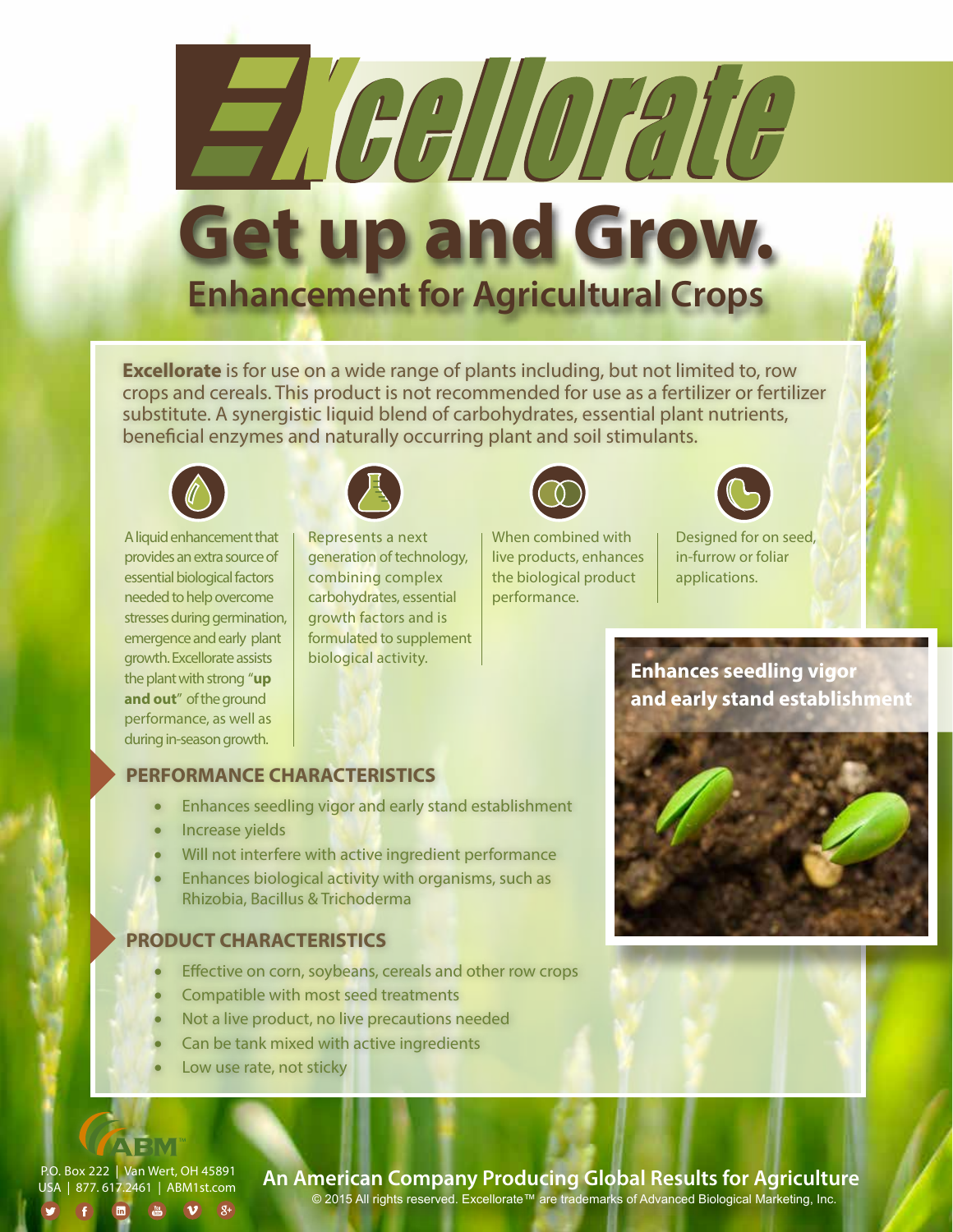# Excellorate

## Get up and Grow.

### Enhancement for Agricultural Crops

**Excellorate** is for use on a wide range of plants including, but not limited to, row crops and cereals. This product is not recommended for use as a fertilizer or fertilizer substitute. A synergistic liquid blend of carbohydrates, essential plant nutrients, beneficial enzymes and naturally occurring plant and soil stimulants.

A liquid enhancement that provides an extra source of essential biological factors needed to help overcome stresses during germination, emergence and early plant growth. Excellorate assists the plant with strong "**up and out**" of the ground performance, as well as during in-season growth.

Represents a next generation of technology, combining complex carbohydrates, essential growth factors and is formulated to supplement biological activity.

When combined with live products, enhances the biological product performance.

Designed for on seed, in-furrow or foliar applications.

**Enhances seedling vigor and early stand establishment**

## PERFORMANCE CHARACTERISTICS

- Enhances seedling vigor and early stand establishment
- Increase yields
- Will not interfere with active ingredient performance
- Enhances biological activity with organisms, such as Rhizobia, Bacillus & Trichoderma

## PRODUCT CHARACTERISTICS

- Effective on corn, soybeans, cereals and other row crops
- Compatible with most seed treatments
- Not a live product, no live precautions needed
- Can be tank mixed with active ingredients
- Low use rate, not sticky

ABM™

P.O. Box 222 | Van Wert, OH 45891 USA | 877. 617.2461 | ABM1st.com

**An American Company Producing Global Results for Agriculture**

© 2015 All rights reserved. Excellorate™ are trademarks of Advanced Biological Marketing, Inc.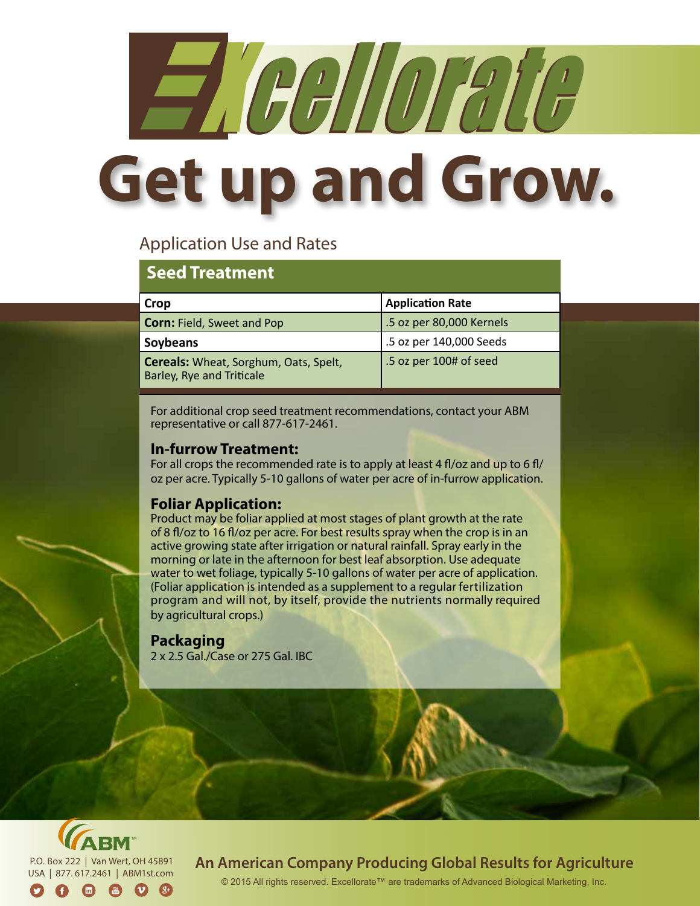# Excellorate

# Get up and Grow.

Application Use and Rates

## Seed Treatment

| Crop | Application Rate |
|---|---|
| **Corn:** Field, Sweet and Pop | .5 oz per 80,000 Kernels |
| **Soybeans** | .5 oz per 140,000 Seeds |
| **Cereals:** Wheat, Sorghum, Oats, Spelt, Barley, Rye and Triticale | .5 oz per 100# of seed |

For additional crop seed treatment recommendations, contact your ABM representative or call 877-617-2461.

### In-furrow Treatment:

For all crops the recommended rate is to apply at least 4 fl/oz and up to 6 fl/oz per acre. Typically 5-10 gallons of water per acre of in-furrow application.

### Foliar Application:

Product may be foliar applied at most stages of plant growth at the rate of 8 fl/oz to 16 fl/oz per acre. For best results spray when the crop is in an active growing state after irrigation or natural rainfall. Spray early in the morning or late in the afternoon for best leaf absorption. Use adequate water to wet foliage, typically 5-10 gallons of water per acre of application. (Foliar application is intended as a supplement to a regular fertilization program and will not, by itself, provide the nutrients normally required by agricultural crops.)

### Packaging

2 x 2.5 Gal./Case or 275 Gal. IBC

ABM™

P.O. Box 222 | Van Wert, OH 45891
USA | 877. 617.2461 | ABM1st.com

**An American Company Producing Global Results for Agriculture**

© 2015 All rights reserved. Excellorate™ are trademarks of Advanced Biological Marketing, Inc.